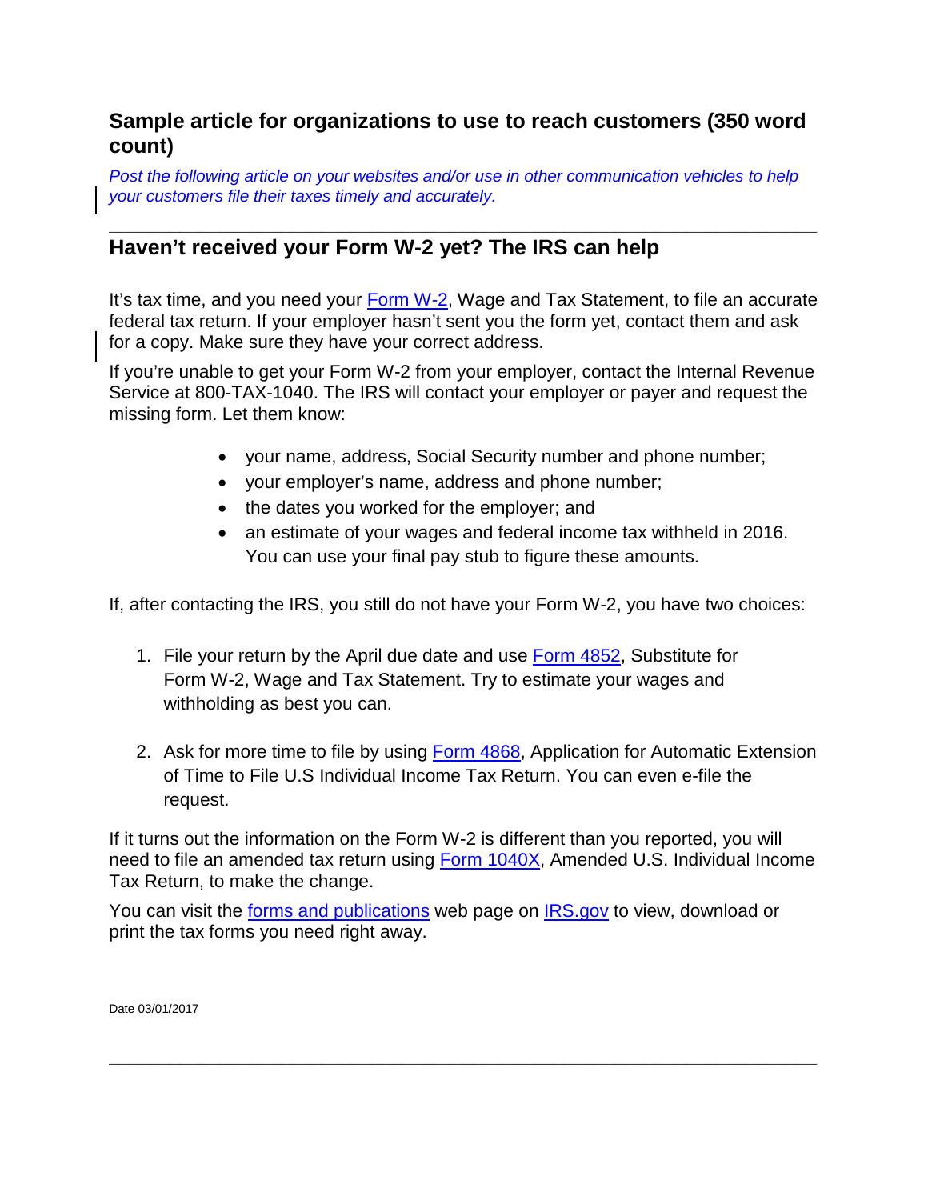## Sample article for organizations to use to reach customers (350 word count)

*Post the following article on your websites and/or use in other communication vehicles to help your customers file their taxes timely and accurately.*

---

### Haven't received your Form W-2 yet? The IRS can help

It's tax time, and you need your Form W-2, Wage and Tax Statement, to file an accurate federal tax return. If your employer hasn't sent you the form yet, contact them and ask for a copy. Make sure they have your correct address.

If you're unable to get your Form W-2 from your employer, contact the Internal Revenue Service at 800-TAX-1040. The IRS will contact your employer or payer and request the missing form. Let them know:

- your name, address, Social Security number and phone number;
- your employer's name, address and phone number;
- the dates you worked for the employer; and
- an estimate of your wages and federal income tax withheld in 2016. You can use your final pay stub to figure these amounts.

If, after contacting the IRS, you still do not have your Form W-2, you have two choices:

1. File your return by the April due date and use Form 4852, Substitute for Form W-2, Wage and Tax Statement. Try to estimate your wages and withholding as best you can.

2. Ask for more time to file by using Form 4868, Application for Automatic Extension of Time to File U.S Individual Income Tax Return. You can even e-file the request.

If it turns out the information on the Form W-2 is different than you reported, you will need to file an amended tax return using Form 1040X, Amended U.S. Individual Income Tax Return, to make the change.

You can visit the forms and publications web page on IRS.gov to view, download or print the tax forms you need right away.

Date 03/01/2017

---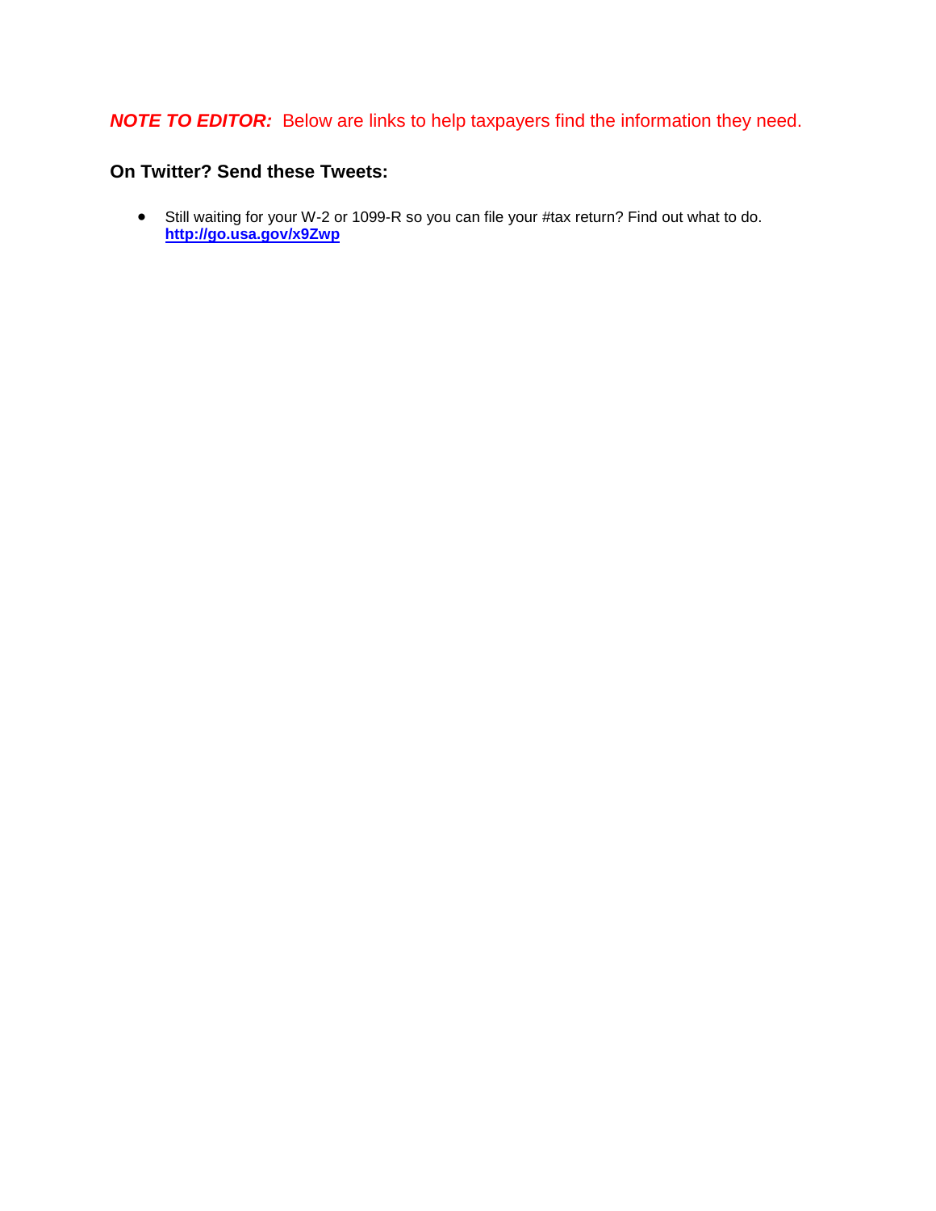***NOTE TO EDITOR:*** Below are links to help taxpayers find the information they need.

**On Twitter? Send these Tweets:**

- Still waiting for your W-2 or 1099-R so you can file your #tax return? Find out what to do. **http://go.usa.gov/x9Zwp**